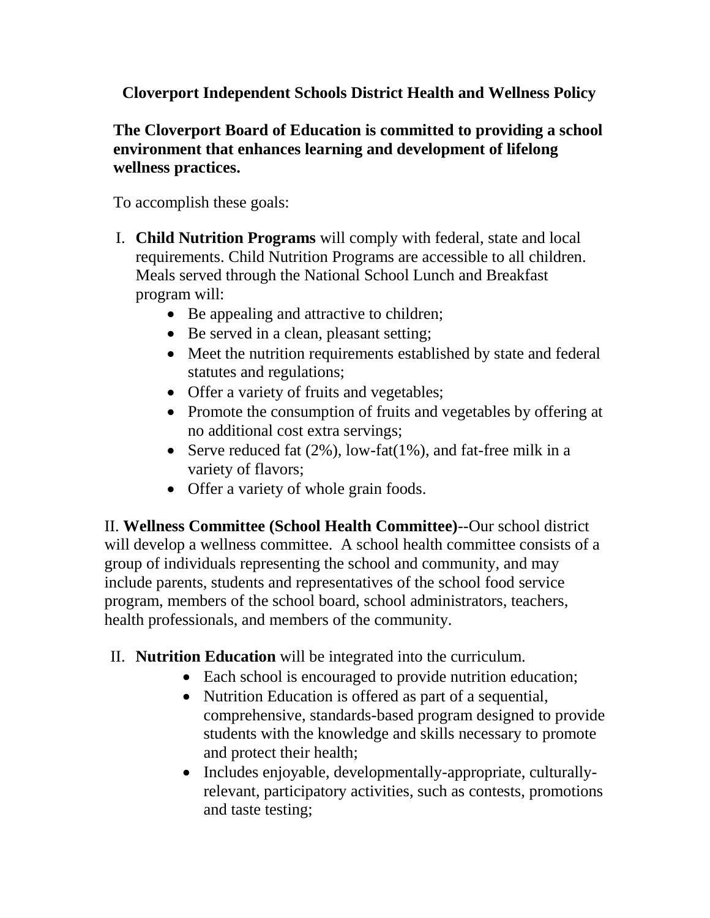# Cloverport Independent Schools District Health and Wellness Policy

**The Cloverport Board of Education is committed to providing a school environment that enhances learning and development of lifelong wellness practices.**

To accomplish these goals:

I. **Child Nutrition Programs** will comply with federal, state and local requirements. Child Nutrition Programs are accessible to all children. Meals served through the National School Lunch and Breakfast program will:

- Be appealing and attractive to children;
- Be served in a clean, pleasant setting;
- Meet the nutrition requirements established by state and federal statutes and regulations;
- Offer a variety of fruits and vegetables;
- Promote the consumption of fruits and vegetables by offering at no additional cost extra servings;
- Serve reduced fat (2%), low-fat(1%), and fat-free milk in a variety of flavors;
- Offer a variety of whole grain foods.

II. **Wellness Committee (School Health Committee)**--Our school district will develop a wellness committee. A school health committee consists of a group of individuals representing the school and community, and may include parents, students and representatives of the school food service program, members of the school board, school administrators, teachers, health professionals, and members of the community.

II. **Nutrition Education** will be integrated into the curriculum.

- Each school is encouraged to provide nutrition education;
- Nutrition Education is offered as part of a sequential, comprehensive, standards-based program designed to provide students with the knowledge and skills necessary to promote and protect their health;
- Includes enjoyable, developmentally-appropriate, culturally-relevant, participatory activities, such as contests, promotions and taste testing;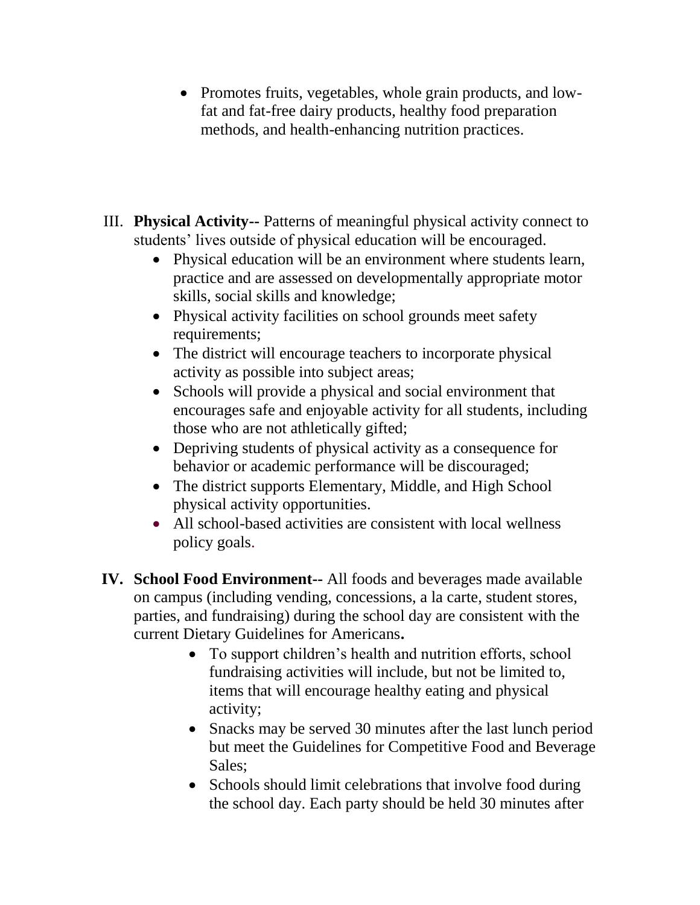- Promotes fruits, vegetables, whole grain products, and low-fat and fat-free dairy products, healthy food preparation methods, and health-enhancing nutrition practices.

III. **Physical Activity--** Patterns of meaningful physical activity connect to students' lives outside of physical education will be encouraged.
   - Physical education will be an environment where students learn, practice and are assessed on developmentally appropriate motor skills, social skills and knowledge;
   - Physical activity facilities on school grounds meet safety requirements;
   - The district will encourage teachers to incorporate physical activity as possible into subject areas;
   - Schools will provide a physical and social environment that encourages safe and enjoyable activity for all students, including those who are not athletically gifted;
   - Depriving students of physical activity as a consequence for behavior or academic performance will be discouraged;
   - The district supports Elementary, Middle, and High School physical activity opportunities.
   - All school-based activities are consistent with local wellness policy goals.

**IV. School Food Environment--** All foods and beverages made available on campus (including vending, concessions, a la carte, student stores, parties, and fundraising) during the school day are consistent with the current Dietary Guidelines for Americans**.**
   - To support children's health and nutrition efforts, school fundraising activities will include, but not be limited to, items that will encourage healthy eating and physical activity;
   - Snacks may be served 30 minutes after the last lunch period but meet the Guidelines for Competitive Food and Beverage Sales;
   - Schools should limit celebrations that involve food during the school day. Each party should be held 30 minutes after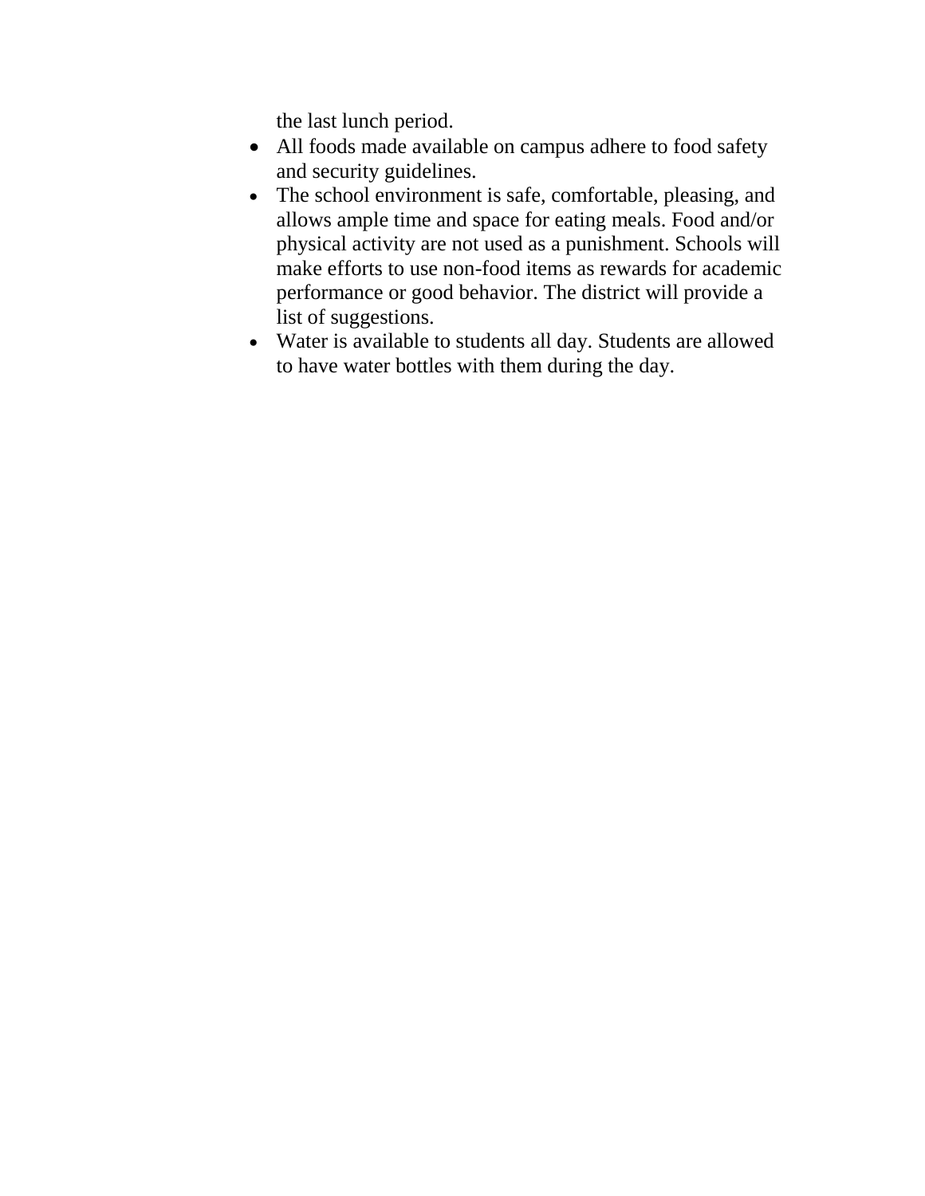the last lunch period.

- All foods made available on campus adhere to food safety and security guidelines.
- The school environment is safe, comfortable, pleasing, and allows ample time and space for eating meals. Food and/or physical activity are not used as a punishment. Schools will make efforts to use non-food items as rewards for academic performance or good behavior. The district will provide a list of suggestions.
- Water is available to students all day. Students are allowed to have water bottles with them during the day.